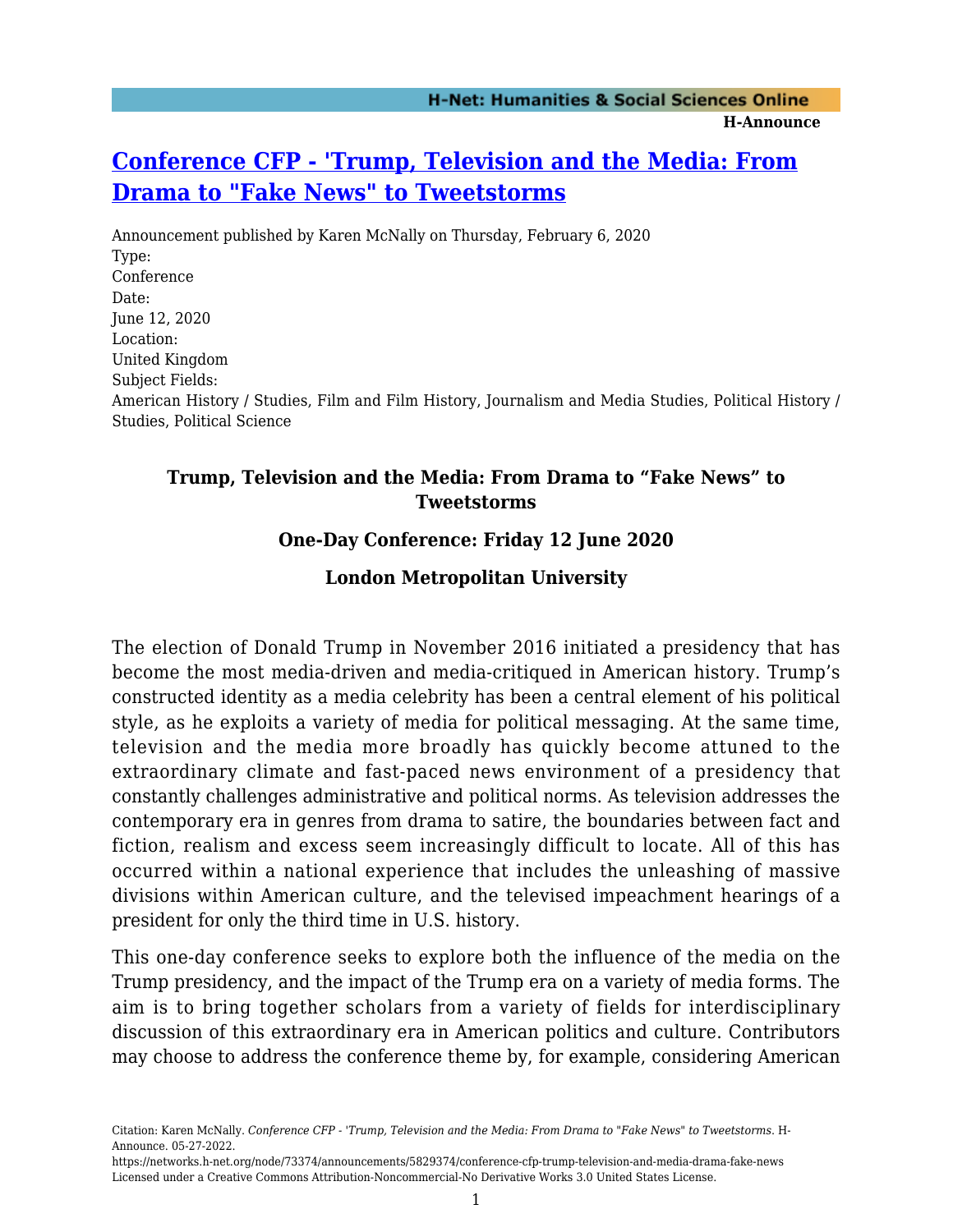# [Conference CFP - 'Trump, Television and the Media: From Drama to "Fake News" to Tweetstorms](https://networks.h-net.org/node/73374/announcements/5829374/conference-cfp-trump-television-and-media-drama-fake-news)

Announcement published by Karen McNally on Thursday, February 6, 2020

Type:
Conference

Date:
June 12, 2020

Location:
United Kingdom

Subject Fields:
American History / Studies, Film and Film History, Journalism and Media Studies, Political History / Studies, Political Science

### Trump, Television and the Media: From Drama to “Fake News” to Tweetstorms

### One-Day Conference: Friday 12 June 2020

### London Metropolitan University

The election of Donald Trump in November 2016 initiated a presidency that has become the most media-driven and media-critiqued in American history. Trump’s constructed identity as a media celebrity has been a central element of his political style, as he exploits a variety of media for political messaging. At the same time, television and the media more broadly has quickly become attuned to the extraordinary climate and fast-paced news environment of a presidency that constantly challenges administrative and political norms. As television addresses the contemporary era in genres from drama to satire, the boundaries between fact and fiction, realism and excess seem increasingly difficult to locate. All of this has occurred within a national experience that includes the unleashing of massive divisions within American culture, and the televised impeachment hearings of a president for only the third time in U.S. history.

This one-day conference seeks to explore both the influence of the media on the Trump presidency, and the impact of the Trump era on a variety of media forms. The aim is to bring together scholars from a variety of fields for interdisciplinary discussion of this extraordinary era in American politics and culture. Contributors may choose to address the conference theme by, for example, considering American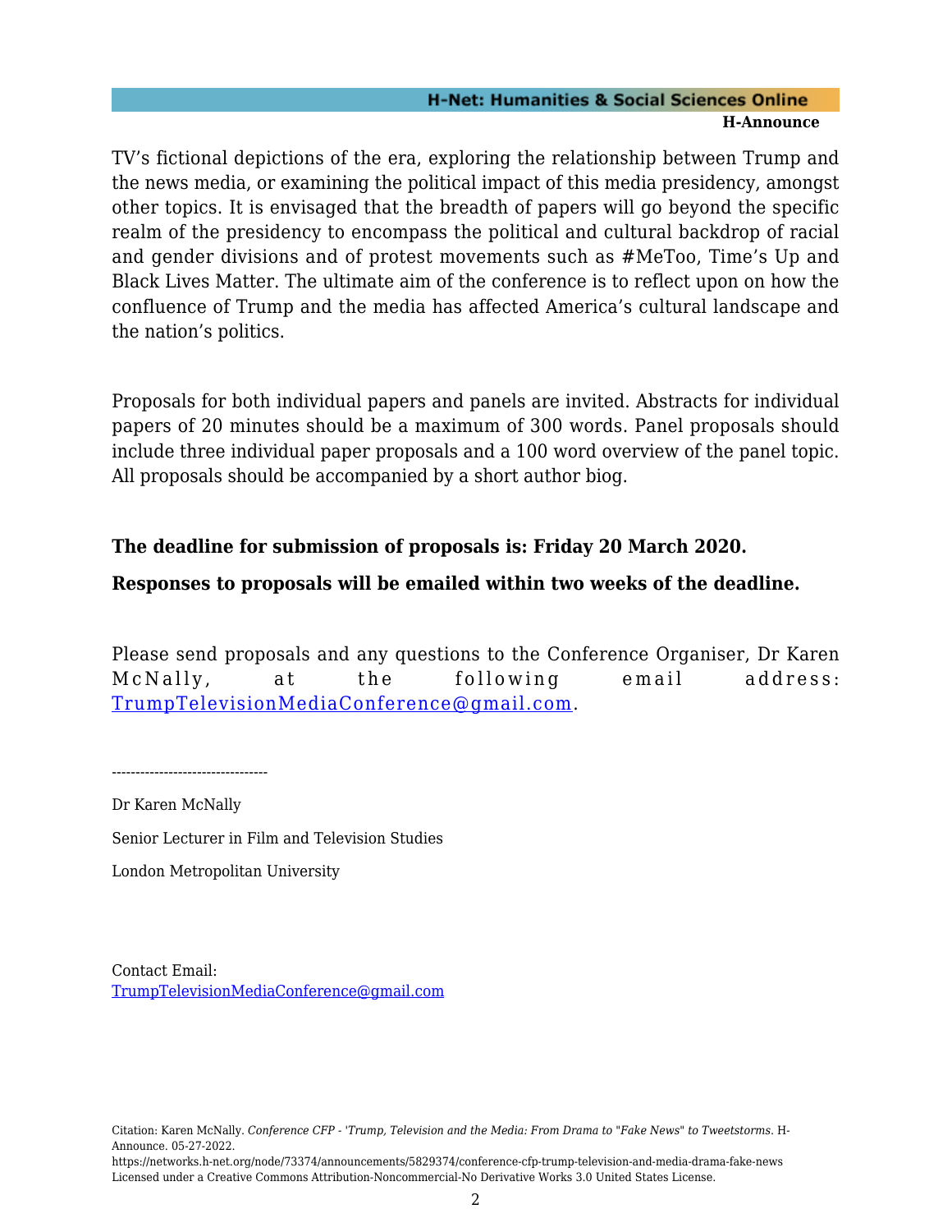TV's fictional depictions of the era, exploring the relationship between Trump and the news media, or examining the political impact of this media presidency, amongst other topics. It is envisaged that the breadth of papers will go beyond the specific realm of the presidency to encompass the political and cultural backdrop of racial and gender divisions and of protest movements such as #MeToo, Time's Up and Black Lives Matter. The ultimate aim of the conference is to reflect upon on how the confluence of Trump and the media has affected America's cultural landscape and the nation's politics.

Proposals for both individual papers and panels are invited. Abstracts for individual papers of 20 minutes should be a maximum of 300 words. Panel proposals should include three individual paper proposals and a 100 word overview of the panel topic. All proposals should be accompanied by a short author biog.

**The deadline for submission of proposals is: Friday 20 March 2020.**

**Responses to proposals will be emailed within two weeks of the deadline.**

Please send proposals and any questions to the Conference Organiser, Dr Karen McNally, at the following email address: TrumpTelevisionMediaConference@gmail.com.

---------------------------------

Dr Karen McNally

Senior Lecturer in Film and Television Studies

London Metropolitan University

Contact Email:
TrumpTelevisionMediaConference@gmail.com

Citation: Karen McNally. *Conference CFP - 'Trump, Television and the Media: From Drama to "Fake News" to Tweetstorms*. H-Announce. 05-27-2022.
https://networks.h-net.org/node/73374/announcements/5829374/conference-cfp-trump-television-and-media-drama-fake-news
Licensed under a Creative Commons Attribution-Noncommercial-No Derivative Works 3.0 United States License.